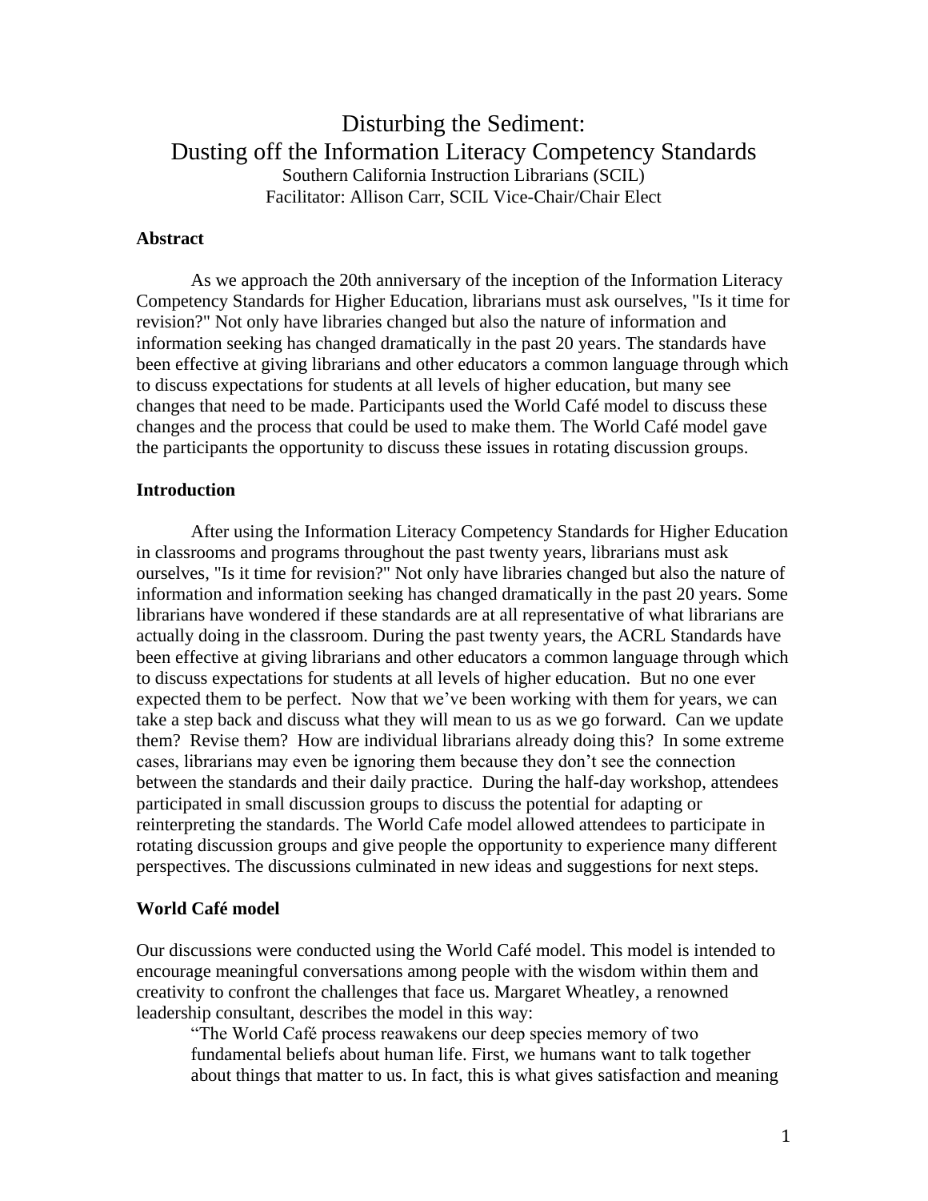# Disturbing the Sediment: Dusting off the Information Literacy Competency Standards

Southern California Instruction Librarians (SCIL)
Facilitator: Allison Carr, SCIL Vice-Chair/Chair Elect

**Abstract**

As we approach the 20th anniversary of the inception of the Information Literacy Competency Standards for Higher Education, librarians must ask ourselves, "Is it time for revision?" Not only have libraries changed but also the nature of information and information seeking has changed dramatically in the past 20 years. The standards have been effective at giving librarians and other educators a common language through which to discuss expectations for students at all levels of higher education, but many see changes that need to be made. Participants used the World Café model to discuss these changes and the process that could be used to make them. The World Café model gave the participants the opportunity to discuss these issues in rotating discussion groups.

**Introduction**

After using the Information Literacy Competency Standards for Higher Education in classrooms and programs throughout the past twenty years, librarians must ask ourselves, "Is it time for revision?" Not only have libraries changed but also the nature of information and information seeking has changed dramatically in the past 20 years. Some librarians have wondered if these standards are at all representative of what librarians are actually doing in the classroom. During the past twenty years, the ACRL Standards have been effective at giving librarians and other educators a common language through which to discuss expectations for students at all levels of higher education. But no one ever expected them to be perfect. Now that we've been working with them for years, we can take a step back and discuss what they will mean to us as we go forward. Can we update them? Revise them? How are individual librarians already doing this? In some extreme cases, librarians may even be ignoring them because they don't see the connection between the standards and their daily practice. During the half-day workshop, attendees participated in small discussion groups to discuss the potential for adapting or reinterpreting the standards. The World Cafe model allowed attendees to participate in rotating discussion groups and give people the opportunity to experience many different perspectives. The discussions culminated in new ideas and suggestions for next steps.

**World Café model**

Our discussions were conducted using the World Café model. This model is intended to encourage meaningful conversations among people with the wisdom within them and creativity to confront the challenges that face us. Margaret Wheatley, a renowned leadership consultant, describes the model in this way:

> "The World Café process reawakens our deep species memory of two fundamental beliefs about human life. First, we humans want to talk together about things that matter to us. In fact, this is what gives satisfaction and meaning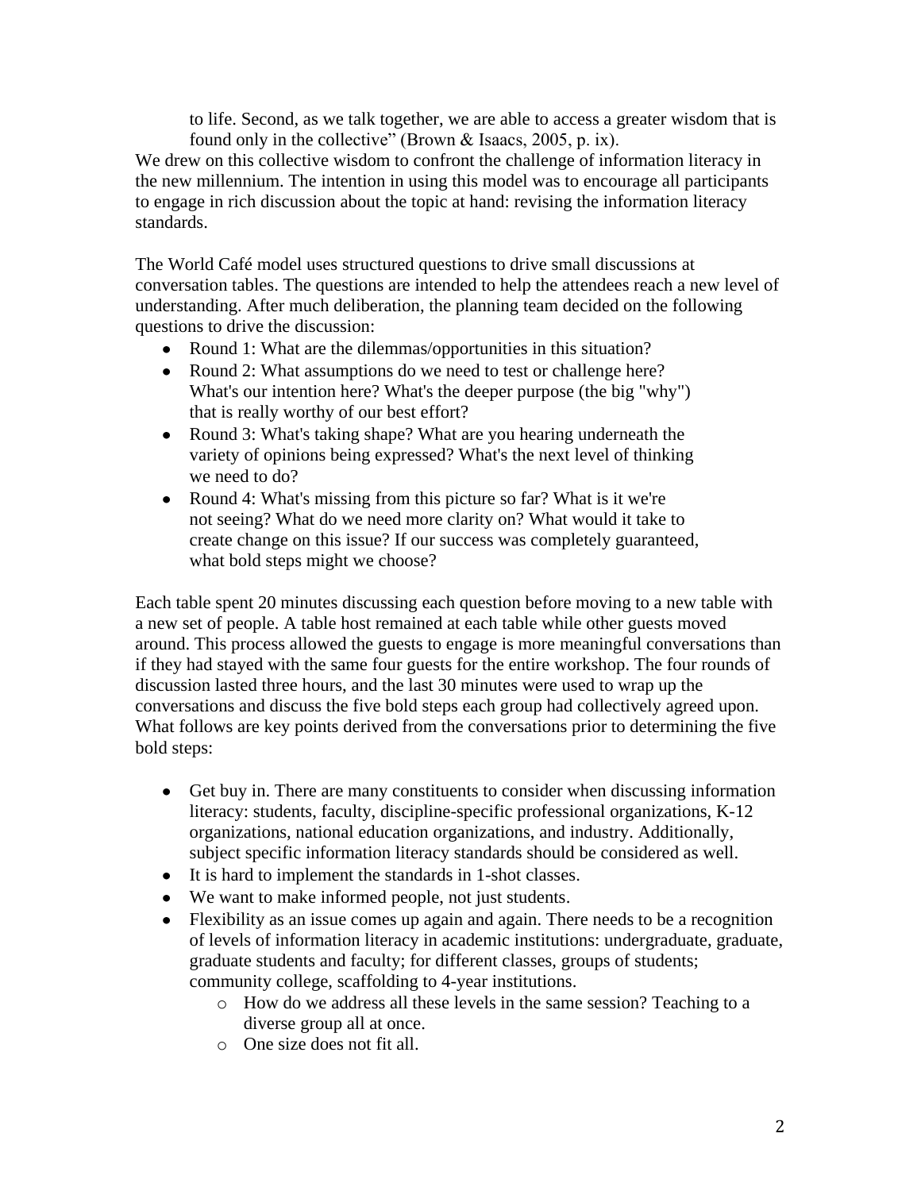> to life. Second, as we talk together, we are able to access a greater wisdom that is found only in the collective" (Brown & Isaacs, 2005, p. ix).

We drew on this collective wisdom to confront the challenge of information literacy in the new millennium. The intention in using this model was to encourage all participants to engage in rich discussion about the topic at hand: revising the information literacy standards.

The World Café model uses structured questions to drive small discussions at conversation tables. The questions are intended to help the attendees reach a new level of understanding. After much deliberation, the planning team decided on the following questions to drive the discussion:

- Round 1: What are the dilemmas/opportunities in this situation?
- Round 2: What assumptions do we need to test or challenge here? What's our intention here? What's the deeper purpose (the big "why") that is really worthy of our best effort?
- Round 3: What's taking shape? What are you hearing underneath the variety of opinions being expressed? What's the next level of thinking we need to do?
- Round 4: What's missing from this picture so far? What is it we're not seeing? What do we need more clarity on? What would it take to create change on this issue? If our success was completely guaranteed, what bold steps might we choose?

Each table spent 20 minutes discussing each question before moving to a new table with a new set of people. A table host remained at each table while other guests moved around. This process allowed the guests to engage is more meaningful conversations than if they had stayed with the same four guests for the entire workshop. The four rounds of discussion lasted three hours, and the last 30 minutes were used to wrap up the conversations and discuss the five bold steps each group had collectively agreed upon. What follows are key points derived from the conversations prior to determining the five bold steps:

- Get buy in. There are many constituents to consider when discussing information literacy: students, faculty, discipline-specific professional organizations, K-12 organizations, national education organizations, and industry. Additionally, subject specific information literacy standards should be considered as well.
- It is hard to implement the standards in 1-shot classes.
- We want to make informed people, not just students.
- Flexibility as an issue comes up again and again. There needs to be a recognition of levels of information literacy in academic institutions: undergraduate, graduate, graduate students and faculty; for different classes, groups of students; community college, scaffolding to 4-year institutions.
    - How do we address all these levels in the same session? Teaching to a diverse group all at once.
    - One size does not fit all.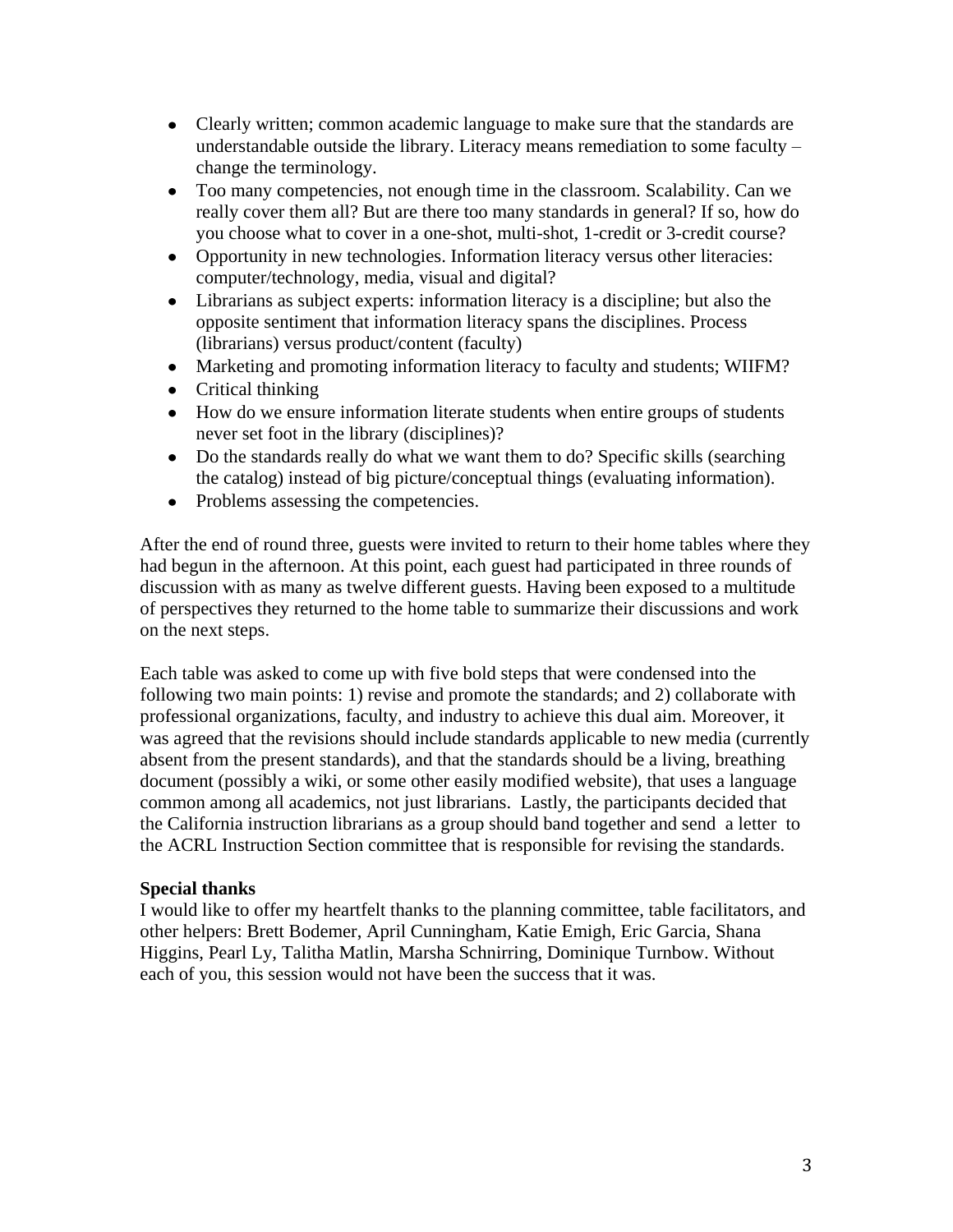- Clearly written; common academic language to make sure that the standards are understandable outside the library. Literacy means remediation to some faculty – change the terminology.
- Too many competencies, not enough time in the classroom. Scalability. Can we really cover them all? But are there too many standards in general? If so, how do you choose what to cover in a one-shot, multi-shot, 1-credit or 3-credit course?
- Opportunity in new technologies. Information literacy versus other literacies: computer/technology, media, visual and digital?
- Librarians as subject experts: information literacy is a discipline; but also the opposite sentiment that information literacy spans the disciplines. Process (librarians) versus product/content (faculty)
- Marketing and promoting information literacy to faculty and students; WIIFM?
- Critical thinking
- How do we ensure information literate students when entire groups of students never set foot in the library (disciplines)?
- Do the standards really do what we want them to do? Specific skills (searching the catalog) instead of big picture/conceptual things (evaluating information).
- Problems assessing the competencies.

After the end of round three, guests were invited to return to their home tables where they had begun in the afternoon. At this point, each guest had participated in three rounds of discussion with as many as twelve different guests. Having been exposed to a multitude of perspectives they returned to the home table to summarize their discussions and work on the next steps.

Each table was asked to come up with five bold steps that were condensed into the following two main points: 1) revise and promote the standards; and 2) collaborate with professional organizations, faculty, and industry to achieve this dual aim. Moreover, it was agreed that the revisions should include standards applicable to new media (currently absent from the present standards), and that the standards should be a living, breathing document (possibly a wiki, or some other easily modified website), that uses a language common among all academics, not just librarians. Lastly, the participants decided that the California instruction librarians as a group should band together and send a letter to the ACRL Instruction Section committee that is responsible for revising the standards.

**Special thanks**

I would like to offer my heartfelt thanks to the planning committee, table facilitators, and other helpers: Brett Bodemer, April Cunningham, Katie Emigh, Eric Garcia, Shana Higgins, Pearl Ly, Talitha Matlin, Marsha Schnirring, Dominique Turnbow. Without each of you, this session would not have been the success that it was.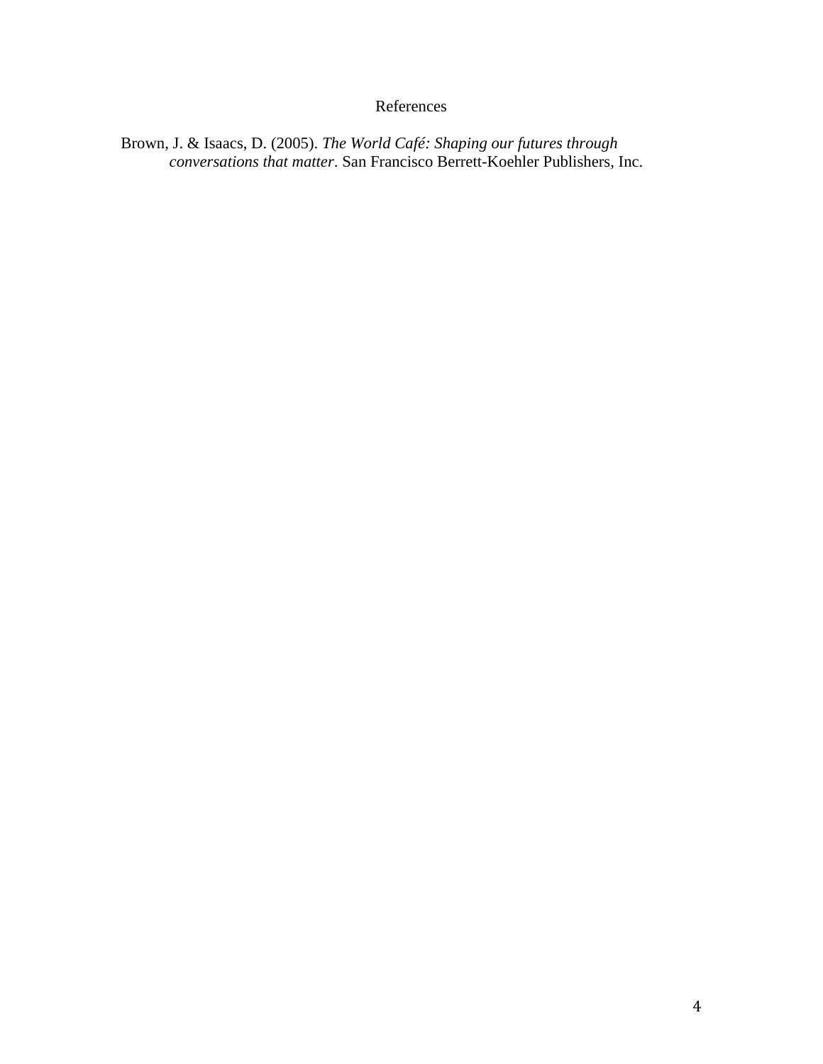# References

Brown, J. & Isaacs, D. (2005). *The World Café: Shaping our futures through conversations that matter*. San Francisco Berrett-Koehler Publishers, Inc.